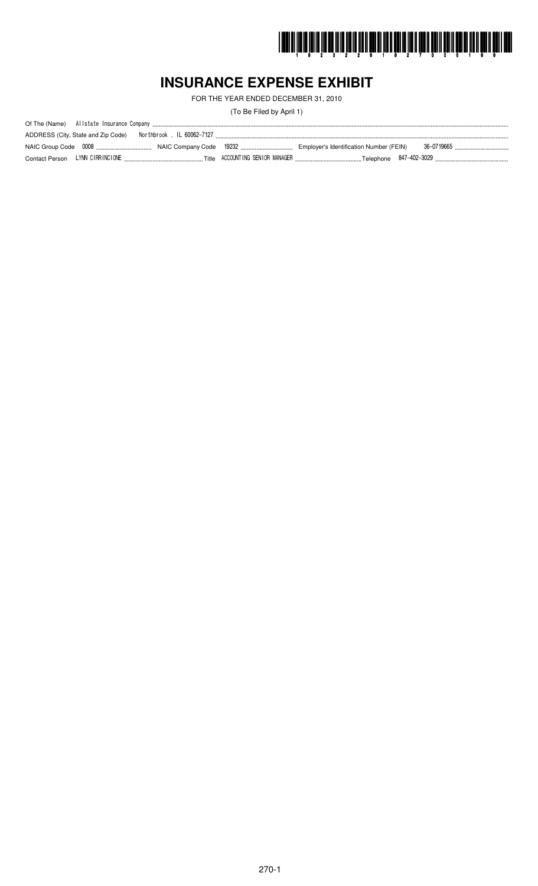# INSURANCE EXPENSE EXHIBIT

FOR THE YEAR ENDED DECEMBER 31, 2010

(To Be Filed by April 1)

Of The (Name) Allstate Insurance Company

ADDRESS (City, State and Zip Code) Northbrook , IL 60062-7127

NAIC Group Code 0008 NAIC Company Code 19232 Employer's Identification Number (FEIN) 36-0719665

Contact Person LYNN CIRRINCIONE Title ACCOUNTING SENIOR MANAGER Telephone 847-402-3029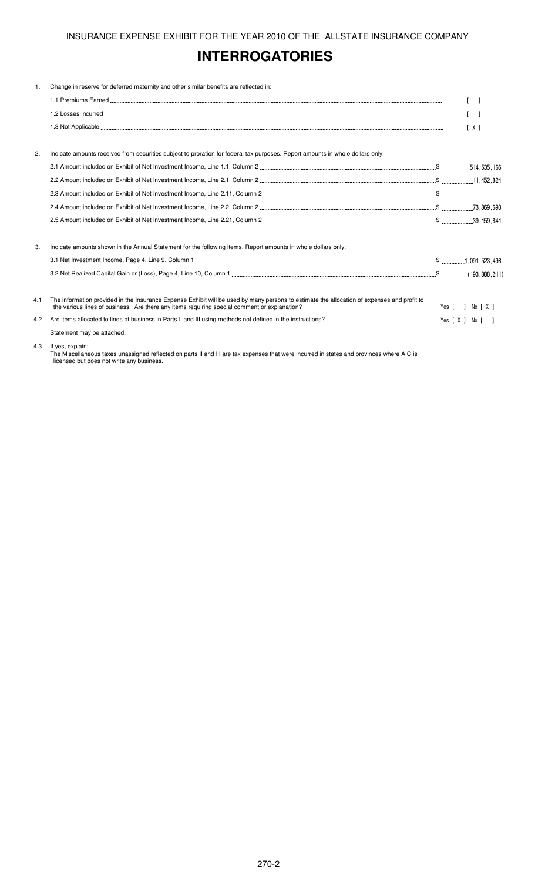INSURANCE EXPENSE EXHIBIT FOR THE YEAR 2010 OF THE ALLSTATE INSURANCE COMPANY

# INTERROGATORIES

1. Change in reserve for deferred maternity and other similar benefits are reflected in:

   1.1 Premiums Earned [ ]

   1.2 Losses Incurred [ ]

   1.3 Not Applicable [ X ]

2. Indicate amounts received from securities subject to proration for federal tax purposes. Report amounts in whole dollars only:

   2.1 Amount included on Exhibit of Net Investment Income, Line 1.1, Column 2 $ 514,535,166

   2.2 Amount included on Exhibit of Net Investment Income, Line 2.1, Column 2 $ 11,452,824

   2.3 Amount included on Exhibit of Net Investment Income, Line 2.11, Column 2 $

   2.4 Amount included on Exhibit of Net Investment Income, Line 2.2, Column 2 $ 73,869,693

   2.5 Amount included on Exhibit of Net Investment Income, Line 2.21, Column 2 $ 39,159,841

3. Indicate amounts shown in the Annual Statement for the following items. Report amounts in whole dollars only:

   3.1 Net Investment Income, Page 4, Line 9, Column 1 $ 1,091,523,498

   3.2 Net Realized Capital Gain or (Loss), Page 4, Line 10, Column 1 $ (193,888,211)

4.1 The information provided in the Insurance Expense Exhibit will be used by many persons to estimate the allocation of expenses and profit to the various lines of business. Are there any items requiring special comment or explanation? Yes [ ] No [ X ]

4.2 Are items allocated to lines of business in Parts II and III using methods not defined in the instructions? Yes [ X ] No [ ]

Statement may be attached.

4.3 If yes, explain:

The Miscellaneous taxes unassigned reflected on parts II and III are tax expenses that were incurred in states and provinces where AIC is licensed but does not write any business.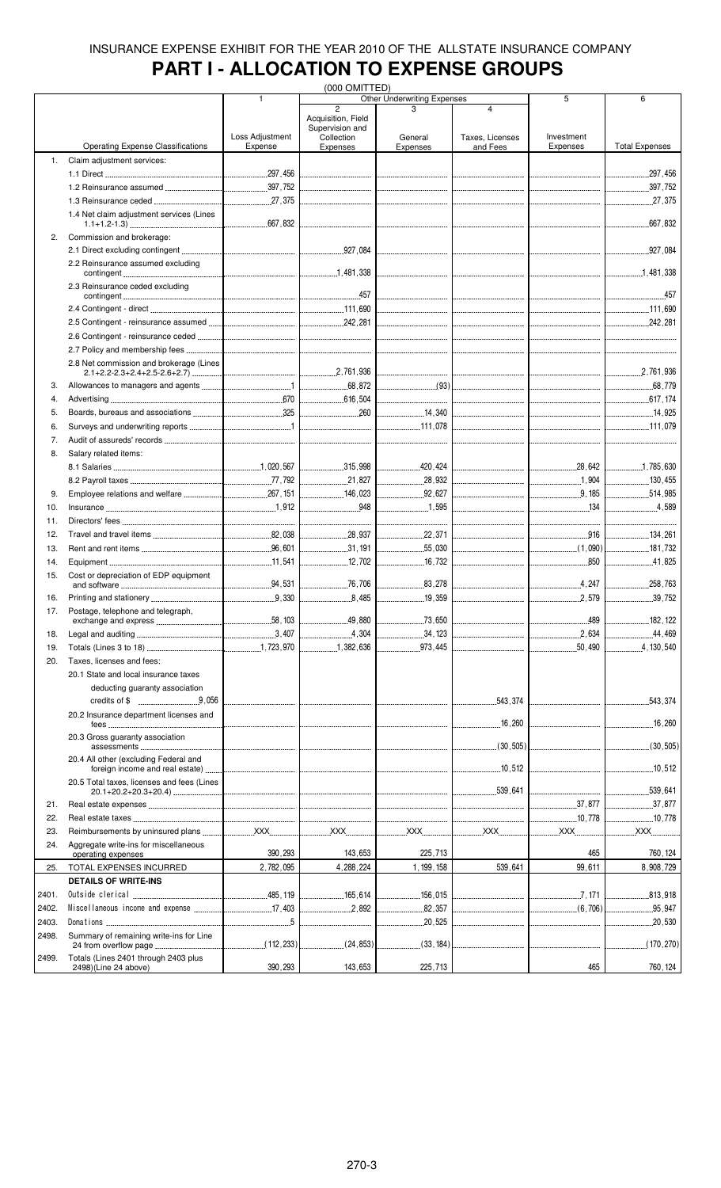INSURANCE EXPENSE EXHIBIT FOR THE YEAR 2010 OF THE ALLSTATE INSURANCE COMPANY

# PART I - ALLOCATION TO EXPENSE GROUPS

(000 OMITTED)

| | Operating Expense Classifications | 1 Loss Adjustment Expense | Other Underwriting Expenses 2 Acquisition, Field Supervision and Collection Expenses | 3 General Expenses | 4 Taxes, Licenses and Fees | 5 Investment Expenses | 6 Total Expenses |
|---|---|---|---|---|---|---|---|
| 1. | Claim adjustment services: | | | | | | |
| | 1.1 Direct | 297,456 | | | | | 297,456 |
| | 1.2 Reinsurance assumed | 397,752 | | | | | 397,752 |
| | 1.3 Reinsurance ceded | 27,375 | | | | | 27,375 |
| | 1.4 Net claim adjustment services (Lines 1.1+1.2-1.3) | 667,832 | | | | | 667,832 |
| 2. | Commission and brokerage: | | | | | | |
| | 2.1 Direct excluding contingent | | 927,084 | | | | 927,084 |
| | 2.2 Reinsurance assumed excluding contingent | | 1,481,338 | | | | 1,481,338 |
| | 2.3 Reinsurance ceded excluding contingent | | 457 | | | | 457 |
| | 2.4 Contingent - direct | | 111,690 | | | | 111,690 |
| | 2.5 Contingent - reinsurance assumed | | 242,281 | | | | 242,281 |
| | 2.6 Contingent - reinsurance ceded | | | | | | |
| | 2.7 Policy and membership fees | | | | | | |
| | 2.8 Net commission and brokerage (Lines 2.1+2.2-2.3+2.4+2.5-2.6+2.7) | | 2,761,936 | | | | 2,761,936 |
| 3. | Allowances to managers and agents | 1 | 68,872 | (93) | | | 68,779 |
| 4. | Advertising | 670 | 616,504 | | | | 617,174 |
| 5. | Boards, bureaus and associations | 325 | 260 | 14,340 | | | 14,925 |
| 6. | Surveys and underwriting reports | 1 | | 111,078 | | | 111,079 |
| 7. | Audit of assureds' records | | | | | | |
| 8. | Salary related items: | | | | | | |
| | 8.1 Salaries | 1,020,567 | 315,998 | 420,424 | | 28,642 | 1,785,630 |
| | 8.2 Payroll taxes | 77,792 | 21,827 | 28,932 | | 1,904 | 130,455 |
| 9. | Employee relations and welfare | 267,151 | 146,023 | 92,627 | | 9,185 | 514,985 |
| 10. | Insurance | 1,912 | 948 | 1,595 | | 134 | 4,589 |
| 11. | Directors' fees | | | | | | |
| 12. | Travel and travel items | 82,038 | 28,937 | 22,371 | | 916 | 134,261 |
| 13. | Rent and rent items | 96,601 | 31,191 | 55,030 | | (1,090) | 181,732 |
| 14. | Equipment | 11,541 | 12,702 | 16,732 | | 850 | 41,825 |
| 15. | Cost or depreciation of EDP equipment and software | 94,531 | 76,706 | 83,278 | | 4,247 | 258,763 |
| 16. | Printing and stationery | 9,330 | 8,485 | 19,359 | | 2,579 | 39,752 |
| 17. | Postage, telephone and telegraph, exchange and express | 58,103 | 49,880 | 73,650 | | 489 | 182,122 |
| 18. | Legal and auditing | 3,407 | 4,304 | 34,123 | | 2,634 | 44,469 |
| 19. | Totals (Lines 3 to 18) | 1,723,970 | 1,382,636 | 973,445 | | 50,490 | 4,130,540 |
| 20. | Taxes, licenses and fees: | | | | | | |
| | 20.1 State and local insurance taxes deducting guaranty association credits of $ 9,056 | | | | 543,374 | | 543,374 |
| | 20.2 Insurance department licenses and fees | | | | 16,260 | | 16,260 |
| | 20.3 Gross guaranty association assessments | | | | (30,505) | | (30,505) |
| | 20.4 All other (excluding Federal and foreign income and real estate) | | | | 10,512 | | 10,512 |
| | 20.5 Total taxes, licenses and fees (Lines 20.1+20.2+20.3+20.4) | | | | 539,641 | | 539,641 |
| 21. | Real estate expenses | | | | | 37,877 | 37,877 |
| 22. | Real estate taxes | | | | | 10,778 | 10,778 |
| 23. | Reimbursements by uninsured plans | XXX | XXX | XXX | XXX | XXX | XXX |
| 24. | Aggregate write-ins for miscellaneous operating expenses | 390,293 | 143,653 | 225,713 | | 465 | 760,124 |
| 25. | TOTAL EXPENSES INCURRED | 2,782,095 | 4,288,224 | 1,199,158 | 539,641 | 99,611 | 8,908,729 |
| | **DETAILS OF WRITE-INS** | | | | | | |
| 2401. | Outside clerical | 485,119 | 165,614 | 156,015 | | 7,171 | 813,918 |
| 2402. | Miscellaneous income and expense | 17,403 | 2,892 | 82,357 | | (6,706) | 95,947 |
| 2403. | Donations | 5 | | 20,525 | | | 20,530 |
| 2498. | Summary of remaining write-ins for Line 24 from overflow page | (112,233) | (24,853) | (33,184) | | | (170,270) |
| 2499. | Totals (Lines 2401 through 2403 plus 2498)(Line 24 above) | 390,293 | 143,653 | 225,713 | | 465 | 760,124 |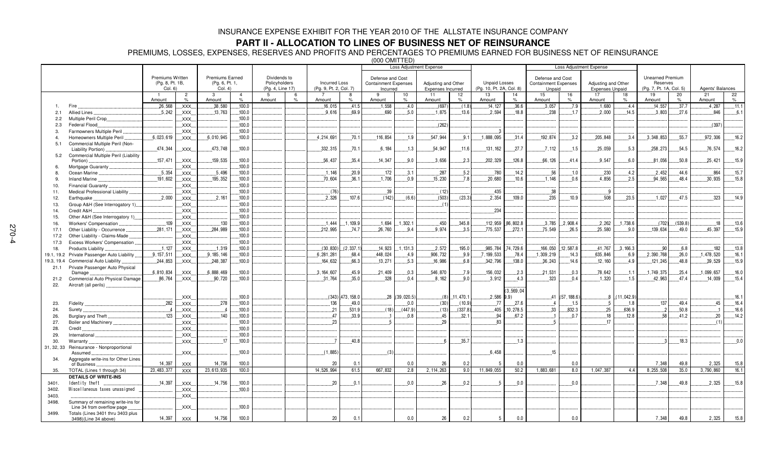# INSURANCE EXPENSE EXHIBIT FOR THE YEAR 2010 OF THE ALLSTATE INSURANCE COMPANY

## PART II - ALLOCATION TO LINES OF BUSINESS NET OF REINSURANCE

PREMIUMS, LOSSES, EXPENSES, RESERVES AND PROFITS AND PERCENTAGES TO PREMIUMS EARNED FOR BUSINESS NET OF REINSURANCE

(000 OMITTED)

| | | Premiums Written (Pg. 8, Pt. 1B, Col. 6) | | Premiums Earned (Pg. 6, Pt. 1, Col. 4) | | Dividends to Policyholders (Pg. 4, Line 17) | | Incurred Loss (Pg. 9, Pt. 2, Col. 7) | | Loss Adjustment Expense: Defense and Cost Containment Expenses Incurred | | Loss Adjustment Expense: Adjusting and Other Expenses Incurred | | Unpaid Losses (Pg. 10, Pt. 2A, Col. 8) | | Loss Adjustment Expense: Defense and Cost Containment Expenses Unpaid | | Loss Adjustment Expense: Adjusting and Other Expenses Unpaid | | Unearned Premium Reserves (Pg. 7, Pt. 1A, Col. 5) | | Agents' Balances | |
|---|---|---|---|---|---|---|---|---|---|---|---|---|---|---|---|---|---|---|---|---|---|---|---|
| | | 1 Amount | 2 % | 3 Amount | 4 % | 5 Amount | 6 % | 7 Amount | 8 % | 9 Amount | 10 % | 11 Amount | 12 % | 13 Amount | 14 % | 15 Amount | 16 % | 17 Amount | 18 % | 19 Amount | 20 % | 21 Amount | 22 % |
| 1. | Fire | 26,568 | XXX | 38,580 | 100.0 | | | 16,015 | 41.5 | 1,558 | 4.0 | (697) | (1.8) | 14,127 | 36.6 | 3,057 | 7.9 | 1,680 | 4.4 | 14,557 | 37.7 | 4,287 | 11.1 |
| 2.1 | Allied Lines | 5,242 | XXX | 13,763 | 100.0 | | | 9,616 | 69.9 | 690 | 5.0 | 1,875 | 13.6 | 2,594 | 18.8 | 238 | 1.7 | 2,000 | 14.5 | 3,803 | 27.6 | 846 | 6.1 |
| 2.2 | Multiple Peril Crop | | XXX | | 100.0 | | | | | | | | | | | | | | | | | | |
| 2.3 | Federal Flood | | XXX | | 100.0 | | | | | | | (262) | | | | | | | | | | (397) | |
| 3. | Farmowners Multiple Peril | | XXX | | 100.0 | | | | | | | | | 3 | | | | | | | | | |
| 4. | Homeowners Multiple Peril | 6,023,619 | XXX | 6,010,945 | 100.0 | | | 4,214,691 | 70.1 | 116,854 | 1.9 | 547,944 | 9.1 | 1,888,095 | 31.4 | 192,874 | 3.2 | 205,848 | 3.4 | 3,348,853 | 55.7 | 972,306 | 16.2 |
| 5.1 | Commercial Multiple Peril (Non-Liability Portion) | 474,344 | XXX | 473,748 | 100.0 | | | 332,315 | 70.1 | 6,184 | 1.3 | 54,947 | 11.6 | 131,162 | 27.7 | 7,112 | 1.5 | 25,059 | 5.3 | 258,273 | 54.5 | 76,574 | 16.2 |
| 5.2 | Commercial Multiple Peril (Liability Portion) | 157,471 | XXX | 159,535 | 100.0 | | | 56,437 | 35.4 | 14,347 | 9.0 | 3,656 | 2.3 | 202,329 | 126.8 | 66,126 | 41.4 | 9,547 | 6.0 | 81,056 | 50.8 | 25,421 | 15.9 |
| 6. | Mortgage Guaranty | | XXX | | 100.0 | | | | | | | | | | | | | | | | | | |
| 8. | Ocean Marine | 5,354 | XXX | 5,496 | 100.0 | | | 1,146 | 20.9 | 172 | 3.1 | 287 | 5.2 | 780 | 14.2 | 56 | 1.0 | 230 | 4.2 | 2,452 | 44.6 | 864 | 15.7 |
| 9. | Inland Marine | 191,602 | XXX | 195,352 | 100.0 | | | 70,604 | 36.1 | 1,706 | 0.9 | 15,230 | 7.8 | 20,680 | 10.6 | 1,146 | 0.6 | 4,856 | 2.5 | 94,565 | 48.4 | 30,935 | 15.8 |
| 10. | Financial Guaranty | | XXX | | 100.0 | | | | | | | | | | | | | | | | | | |
| 11. | Medical Professional Liability | | XXX | | 100.0 | | | (76) | | 39 | | (12) | | 435 | | 38 | | 9 | | | | | |
| 12. | Earthquake | 2,000 | XXX | 2,161 | 100.0 | | | 2,326 | 107.6 | (142) | (6.6) | (503) | (23.3) | 2,354 | 109.0 | 235 | 10.9 | 508 | 23.5 | 1,027 | 47.5 | 323 | 14.9 |
| 13. | Group A&H (See Interrogatory 1) | | XXX | | 100.0 | | | | | | | (1) | | | | | | | | | | | |
| 14. | Credit A&H | | XXX | | 100.0 | | | | | | | | | 234 | | | | | | | | | |
| 15. | Other A&H (See Interrogatory 1) | | XXX | | 100.0 | | | | | | | | | | | | | | | | | | |
| 16. | Workers' Compensation | 109 | XXX | 130 | 100.0 | | | 1,444 | 1,109.9 | 1,694 | 1,302.1 | 450 | 345.8 | 112,959 | 86,802.8 | 3,785 | 2,908.4 | 2,262 | 1,738.6 | (702) | (539.8) | 18 | 13.6 |
| 17.1 | Other Liability - Occurrence | 281,171 | XXX | 284,989 | 100.0 | | | 212,995 | 74.7 | 26,760 | 9.4 | 9,974 | 3.5 | 775,537 | 272.1 | 75,549 | 26.5 | 25,580 | 9.0 | 139,634 | 49.0 | 45,397 | 15.9 |
| 17.2 | Other Liability - Claims-Made | | XXX | | 100.0 | | | | | | | | | | | | | | | | | | |
| 17.3 | Excess Workers' Compensation | | XXX | | 100.0 | | | | | | | | | | | | | | | | | | |
| 18. | Products Liability | 1,127 | XXX | 1,319 | 100.0 | | | (30,830) | (2,337.1) | 14,923 | 1,131.3 | 2,572 | 195.0 | 985,784 | 74,729.6 | 166,050 | 12,587.8 | 41,767 | 3,166.3 | 90 | 6.8 | 182 | 13.8 |
| 19.1, 19.2 | Private Passenger Auto Liability | 9,157,511 | XXX | 9,185,146 | 100.0 | | | 6,281,281 | 68.4 | 448,024 | 4.9 | 906,732 | 9.9 | 7,199,533 | 78.4 | 1,309,219 | 14.3 | 635,846 | 6.9 | 2,390,768 | 26.0 | 1,478,520 | 16.1 |
| 19.3, 19.4 | Commercial Auto Liability | 244,853 | XXX | 248,387 | 100.0 | | | 164,632 | 66.3 | 13,271 | 5.3 | 16,986 | 6.8 | 342,796 | 138.0 | 36,243 | 14.6 | 12,160 | 4.9 | 121,245 | 48.8 | 39,529 | 15.9 |
| 21.1 | Private Passenger Auto Physical Damage | 6,810,834 | XXX | 6,888,469 | 100.0 | | | 3,164,607 | 45.9 | 21,409 | 0.3 | 546,870 | 7.9 | 156,032 | 2.3 | 21,531 | 0.3 | 78,642 | 1.1 | 1,749,375 | 25.4 | 1,099,657 | 16.0 |
| 21.2 | Commercial Auto Physical Damage | 86,764 | XXX | 90,720 | 100.0 | | | 31,764 | 35.0 | 328 | 0.4 | 8,162 | 9.0 | 3,912 | 4.3 | 323 | 0.4 | 1,320 | 1.5 | 42,963 | 47.4 | 14,009 | 15.4 |
| 22. | Aircraft (all perils) | | XXX | | 100.0 | | | (343) | 473,158.0 | 28 | (39,020.5) | (8) | 11,470.1 | 2,586 | (3,569,049.9) | 41 | (57,188.6) | 8 | (11,042.9) | | | | 16.1 |
| 23. | Fidelity | 282 | XXX | 278 | 100.0 | | | 136 | 49.0 | | 0.0 | (30) | (10.9) | 77 | 27.6 | 4 | 1.5 | 5 | 1.8 | 137 | 49.4 | 45 | 16.4 |
| 24. | Surety | 4 | XXX | 4 | 100.0 | | | 21 | 531.9 | (18) | (447.9) | (13) | (337.8) | 405 | 10,278.5 | 33 | 832.3 | 25 | 636.9 | 2 | 50.8 | 1 | 16.6 |
| 26. | Burglary and Theft | 123 | XXX | 140 | 100.0 | | | 47 | 33.9 | 1 | 0.8 | 45 | 32.1 | 94 | 67.2 | 1 | 0.7 | 18 | 12.8 | 58 | 41.2 | 20 | 14.2 |
| 27. | Boiler and Machinery | | XXX | | 100.0 | | | 23 | | 5 | | 29 | | 83 | | 5 | | 17 | | | | (1) | |
| 28. | Credit | | XXX | | 100.0 | | | | | | | | | | | | | | | | | | |
| 29. | International | | XXX | | 100.0 | | | | | | | | | | | | | | | | | | |
| 30. | Warranty | | XXX | 17 | 100.0 | | | 7 | 40.8 | | | 6 | 35.7 | | 1.3 | | | | | 3 | 18.3 | | 0.0 |
| 31, 32, 33 | Reinsurance - Nonproportional Assumed | | XXX | | 100.0 | | | (1,885) | | (3) | | | | 6,458 | | 15 | | | | | | | |
| 34. | Aggregate write-ins for Other Lines of Business | 14,397 | XXX | 14,756 | 100.0 | | | 20 | 0.1 | | 0.0 | 26 | 0.2 | 5 | 0.0 | | 0.0 | | | 7,348 | 49.8 | 2,325 | 15.8 |
| 35. | TOTAL (Lines 1 through 34) | 23,483,377 | XXX | 23,613,935 | 100.0 | | | 14,526,994 | 61.5 | 667,832 | 2.8 | 2,114,263 | 9.0 | 11,849,055 | 50.2 | 1,883,681 | 8.0 | 1,047,387 | 4.4 | 8,255,508 | 35.0 | 3,790,860 | 16.1 |
| | **DETAILS OF WRITE-INS** | | | | | | | | | | | | | | | | | | | | | | |
| 3401. | Identity theft | 14,397 | XXX | 14,756 | 100.0 | | | 20 | 0.1 | | 0.0 | 26 | 0.2 | 5 | 0.0 | | 0.0 | | | 7,348 | 49.8 | 2,325 | 15.8 |
| 3402. | Miscellaneous taxes unassigned | | XXX | | 100.0 | | | | | | | | | | | | | | | | | | |
| 3403. | | | XXX | | | | | | | | | | | | | | | | | | | | |
| 3498. | Summary of remaining write-ins for Line 34 from overflow page | | XXX | | 100.0 | | | | | | | | | | | | | | | | | | |
| 3499. | Totals (Lines 3401 thru 3403 plus 3498)(Line 34 above) | 14,397 | XXX | 14,756 | 100.0 | | | 20 | 0.1 | | 0.0 | 26 | 0.2 | 5 | 0.0 | | 0.0 | | | 7,348 | 49.8 | 2,325 | 15.8 |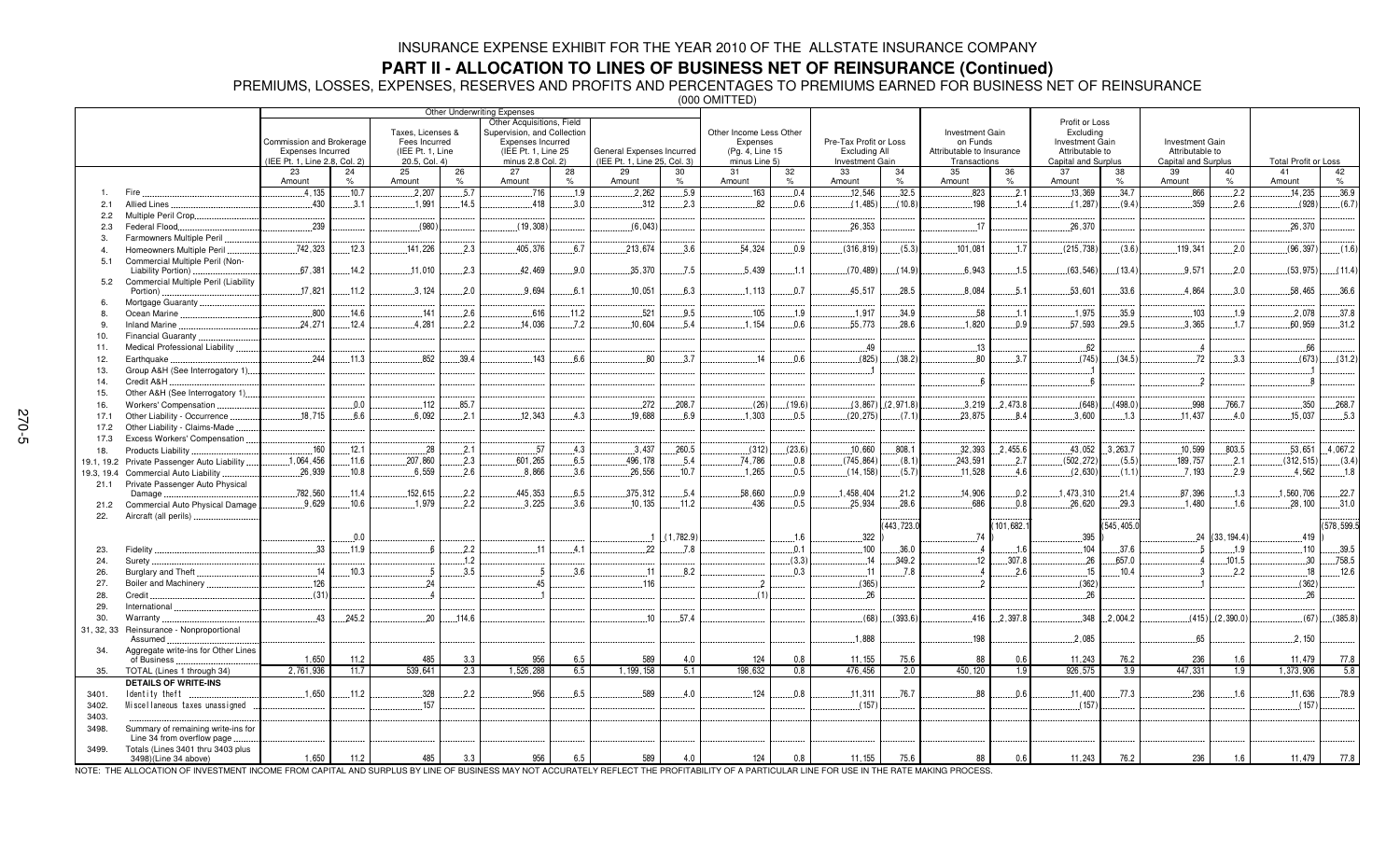# INSURANCE EXPENSE EXHIBIT FOR THE YEAR 2010 OF THE ALLSTATE INSURANCE COMPANY

## PART II - ALLOCATION TO LINES OF BUSINESS NET OF REINSURANCE (Continued)

PREMIUMS, LOSSES, EXPENSES, RESERVES AND PROFITS AND PERCENTAGES TO PREMIUMS EARNED FOR BUSINESS NET OF REINSURANCE

(000 OMITTED)

| | | Other Underwriting Expenses | | | | | | | | | | | | | | | | | | | |
|---|---|---|---|---|---|---|---|---|---|---|---|---|---|---|---|---|---|---|---|---|---|
| | | Commission and Brokerage Expenses Incurred (IEE Pt. 1, Line 2.8, Col. 2) | | Taxes, Licenses & Fees Incurred (IEE Pt. 1, Line 20.5, Col. 4) | | Other Acquisitions, Field Supervision, and Collection Expenses Incurred (IEE Pt. 1, Line 25 minus 2.8 Col. 2) | | General Expenses Incurred (IEE Pt. 1, Line 25, Col. 3) | | Other Income Less Other Expenses (Pg. 4, Line 15 minus Line 5) | | Pre-Tax Profit or Loss Excluding All Investment Gain | | Investment Gain on Funds Attributable to Insurance Transactions | | Profit or Loss Excluding Investment Gain Attributable to Capital and Surplus | | Investment Gain Attributable to Capital and Surplus | | Total Profit or Loss | |
| | | 23 Amount | 24 % | 25 Amount | 26 % | 27 Amount | 28 % | 29 Amount | 30 % | 31 Amount | 32 % | 33 Amount | 34 % | 35 Amount | 36 % | 37 Amount | 38 % | 39 Amount | 40 % | 41 Amount | 42 % |
| 1. | Fire | 4,135 | 10.7 | 2,207 | 5.7 | 716 | 1.9 | 2,262 | 5.9 | 163 | 0.4 | 12,546 | 32.5 | 823 | 2.1 | 13,369 | 34.7 | 866 | 2.2 | 14,235 | 36.9 |
| 2.1 | Allied Lines | 430 | 3.1 | 1,991 | 14.5 | 418 | 3.0 | 312 | 2.3 | 82 | 0.6 | (1,485) | (10.8) | 198 | 1.4 | (1,287) | (9.4) | 359 | 2.6 | (928) | (6.7) |
| 2.2 | Multiple Peril Crop | | | | | | | | | | | | | | | | | | | | |
| 2.3 | Federal Flood | 239 | | (980) | | (19,308) | | (6,043) | | | | 26,353 | | 17 | | 26,370 | | | | 26,370 | |
| 3. | Farmowners Multiple Peril | | | | | | | | | | | | | | | | | | | | |
| 4. | Homeowners Multiple Peril | 742,323 | 12.3 | 141,226 | 2.3 | 405,376 | 6.7 | 213,674 | 3.6 | 54,324 | 0.9 | (316,819) | (5.3) | 101,081 | 1.7 | (215,738) | (3.6) | 119,341 | 2.0 | (96,397) | (1.6) |
| 5.1 | Commercial Multiple Peril (Non-Liability Portion) | 67,381 | 14.2 | 11,010 | 2.3 | 42,469 | 9.0 | 35,370 | 7.5 | 5,439 | 1.1 | (70,489) | (14.9) | 6,943 | 1.5 | (63,546) | (13.4) | 9,571 | 2.0 | (53,975) | (11.4) |
| 5.2 | Commercial Multiple Peril (Liability Portion) | 17,821 | 11.2 | 3,124 | 2.0 | 9,694 | 6.1 | 10,051 | 6.3 | 1,113 | 0.7 | 45,517 | 28.5 | 8,084 | 5.1 | 53,601 | 33.6 | 4,864 | 3.0 | 58,465 | 36.6 |
| 6. | Mortgage Guaranty | | | | | | | | | | | | | | | | | | | | |
| 8. | Ocean Marine | 800 | 14.6 | 141 | 2.6 | 616 | 11.2 | 521 | 9.5 | 105 | 1.9 | 1,917 | 34.9 | 58 | 1.1 | 1,975 | 35.9 | 103 | 1.9 | 2,078 | 37.8 |
| 9. | Inland Marine | 24,271 | 12.4 | 4,281 | 2.2 | 14,036 | 7.2 | 10,604 | 5.4 | 1,154 | 0.6 | 55,773 | 28.6 | 1,820 | 0.9 | 57,593 | 29.5 | 3,365 | 1.7 | 60,959 | 31.2 |
| 10. | Financial Guaranty | | | | | | | | | | | | | | | | | | | | |
| 11. | Medical Professional Liability | | | | | | | | | | | 49 | | 13 | | 62 | | 4 | | 66 | |
| 12. | Earthquake | 244 | 11.3 | 852 | 39.4 | 143 | 6.6 | 80 | 3.7 | 14 | 0.6 | (825) | (38.2) | 80 | 3.7 | (745) | (34.5) | 72 | 3.3 | (673) | (31.2) |
| 13. | Group A&H (See Interrogatory 1) | | | | | | | | | | | 1 | | | | 1 | | | | 1 | |
| 14. | Credit A&H | | | | | | | | | | | | | 6 | | 6 | | 2 | | 8 | |
| 15. | Other A&H (See Interrogatory 1) | | | | | | | | | | | | | | | | | | | | |
| 16. | Workers' Compensation | | 0.0 | 112 | 85.7 | | | 272 | 208.7 | (26) | (19.6) | (3,867) | (2,971.8) | 3,219 | 2,473.8 | (648) | (498.0) | 998 | 766.7 | 350 | 268.7 |
| 17.1 | Other Liability - Occurrence | 18,715 | 6.6 | 6,092 | 2.1 | 12,343 | 4.3 | 19,688 | 6.9 | 1,303 | 0.5 | (20,275) | (7.1) | 23,875 | 8.4 | 3,600 | 1.3 | 11,437 | 4.0 | 15,037 | 5.3 |
| 17.2 | Other Liability - Claims-Made | | | | | | | | | | | | | | | | | | | | |
| 17.3 | Excess Workers' Compensation | | | | | | | | | | | | | | | | | | | | |
| 18. | Products Liability | 160 | 12.1 | 28 | 2.1 | 57 | 4.3 | 3,437 | 260.5 | (312) | (23.6) | 10,660 | 808.1 | 32,393 | 2,455.6 | 43,052 | 3,263.7 | 10,599 | 803.5 | 53,651 | 4,067.2 |
| 19.1, 19.2 | Private Passenger Auto Liability | 1,064,456 | 11.6 | 207,860 | 2.3 | 601,265 | 6.5 | 496,178 | 5.4 | 74,786 | 0.8 | (745,864) | (8.1) | 243,591 | 2.7 | (502,272) | (5.5) | 189,757 | 2.1 | (312,515) | (3.4) |
| 19.3, 19.4 | Commercial Auto Liability | 26,939 | 10.8 | 6,559 | 2.6 | 8,866 | 3.6 | 26,556 | 10.7 | 1,265 | 0.5 | (14,158) | (5.7) | 11,528 | 4.6 | (2,630) | (1.1) | 7,193 | 2.9 | 4,562 | 1.8 |
| 21.1 | Private Passenger Auto Physical Damage | 782,560 | 11.4 | 152,615 | 2.2 | 445,353 | 6.5 | 375,312 | 5.4 | 58,660 | 0.9 | 1,458,404 | 21.2 | 14,906 | 0.2 | 1,473,310 | 21.4 | 87,396 | 1.3 | 1,560,706 | 22.7 |
| 21.2 | Commercial Auto Physical Damage | 9,629 | 10.6 | 1,979 | 2.2 | 3,225 | 3.6 | 10,135 | 11.2 | 436 | 0.5 | 25,934 | 28.6 | 686 | 0.8 | 26,620 | 29.3 | 1,480 | 1.6 | 28,100 | 31.0 |
| 22. | Aircraft (all perils) | | 0.0 | | | | | 1 | (1,782.9) | | 1.6 | 322 | (443,723.0) | 74 | (101,682.1) | 395 | (545,405.0) | 24 | (33,194.4) | 419 | (578,599.5) |
| 23. | Fidelity | 33 | 11.9 | 6 | 2.2 | 11 | 4.1 | 22 | 7.8 | | 0.1 | 100 | 36.0 | 4 | 1.6 | 104 | 37.6 | 5 | 1.9 | 110 | 39.5 |
| 24. | Surety | | | | 1.2 | | | | | | (3.3) | 14 | 349.2 | 12 | 307.8 | 26 | 657.0 | 4 | 101.5 | 30 | 758.5 |
| 26. | Burglary and Theft | 14 | 10.3 | 5 | 3.5 | 5 | 3.6 | 11 | 8.2 | | 0.3 | 11 | 7.8 | 4 | 2.6 | 15 | 10.4 | 3 | 2.2 | 18 | 12.6 |
| 27. | Boiler and Machinery | 126 | | 24 | | 45 | | 116 | | 2 | | (365) | | 2 | | (362) | | 1 | | (362) | |
| 28. | Credit | (31) | | 4 | | 1 | | | | (1) | | 26 | | | | 26 | | | | 26 | |
| 29. | International | | | | | | | | | | | | | | | | | | | | |
| 30. | Warranty | 43 | 245.2 | 20 | 114.6 | | | 10 | 57.4 | | | (68) | (393.6) | 416 | 2,397.8 | 348 | 2,004.2 | (415) | (2,390.0) | (67) | (385.8) |
| 31, 32, 33 | Reinsurance - Nonproportional Assumed | | | | | | | | | | | 1,888 | | 198 | | 2,085 | | 65 | | 2,150 | |
| 34. | Aggregate write-ins for Other Lines of Business | 1,650 | 11.2 | 485 | 3.3 | 956 | 6.5 | 589 | 4.0 | 124 | 0.8 | 11,155 | 75.6 | 88 | 0.6 | 11,243 | 76.2 | 236 | 1.6 | 11,479 | 77.8 |
| 35. | TOTAL (Lines 1 through 34) | 2,761,936 | 11.7 | 539,641 | 2.3 | 1,526,288 | 6.5 | 1,199,158 | 5.1 | 198,632 | 0.8 | 476,456 | 2.0 | 450,120 | 1.9 | 926,575 | 3.9 | 447,331 | 1.9 | 1,373,906 | 5.8 |
| | **DETAILS OF WRITE-INS** | | | | | | | | | | | | | | | | | | | | |
| 3401. | Identity theft | 1,650 | 11.2 | 328 | 2.2 | 956 | 6.5 | 589 | 4.0 | 124 | 0.8 | 11,311 | 76.7 | 88 | 0.6 | 11,400 | 77.3 | 236 | 1.6 | 11,636 | 78.9 |
| 3402. | Miscellaneous taxes unassigned | | | 157 | | | | | | | | (157) | | | | (157) | | | | (157) | |
| 3403. | | | | | | | | | | | | | | | | | | | | | |
| 3498. | Summary of remaining write-ins for Line 34 from overflow page | | | | | | | | | | | | | | | | | | | | |
| 3499. | Totals (Lines 3401 thru 3403 plus 3498)(Line 34 above) | 1,650 | 11.2 | 485 | 3.3 | 956 | 6.5 | 589 | 4.0 | 124 | 0.8 | 11,155 | 75.6 | 88 | 0.6 | 11,243 | 76.2 | 236 | 1.6 | 11,479 | 77.8 |

NOTE: THE ALLOCATION OF INVESTMENT INCOME FROM CAPITAL AND SURPLUS BY LINE OF BUSINESS MAY NOT ACCURATELY REFLECT THE PROFITABILITY OF A PARTICULAR LINE FOR USE IN THE RATE MAKING PROCESS.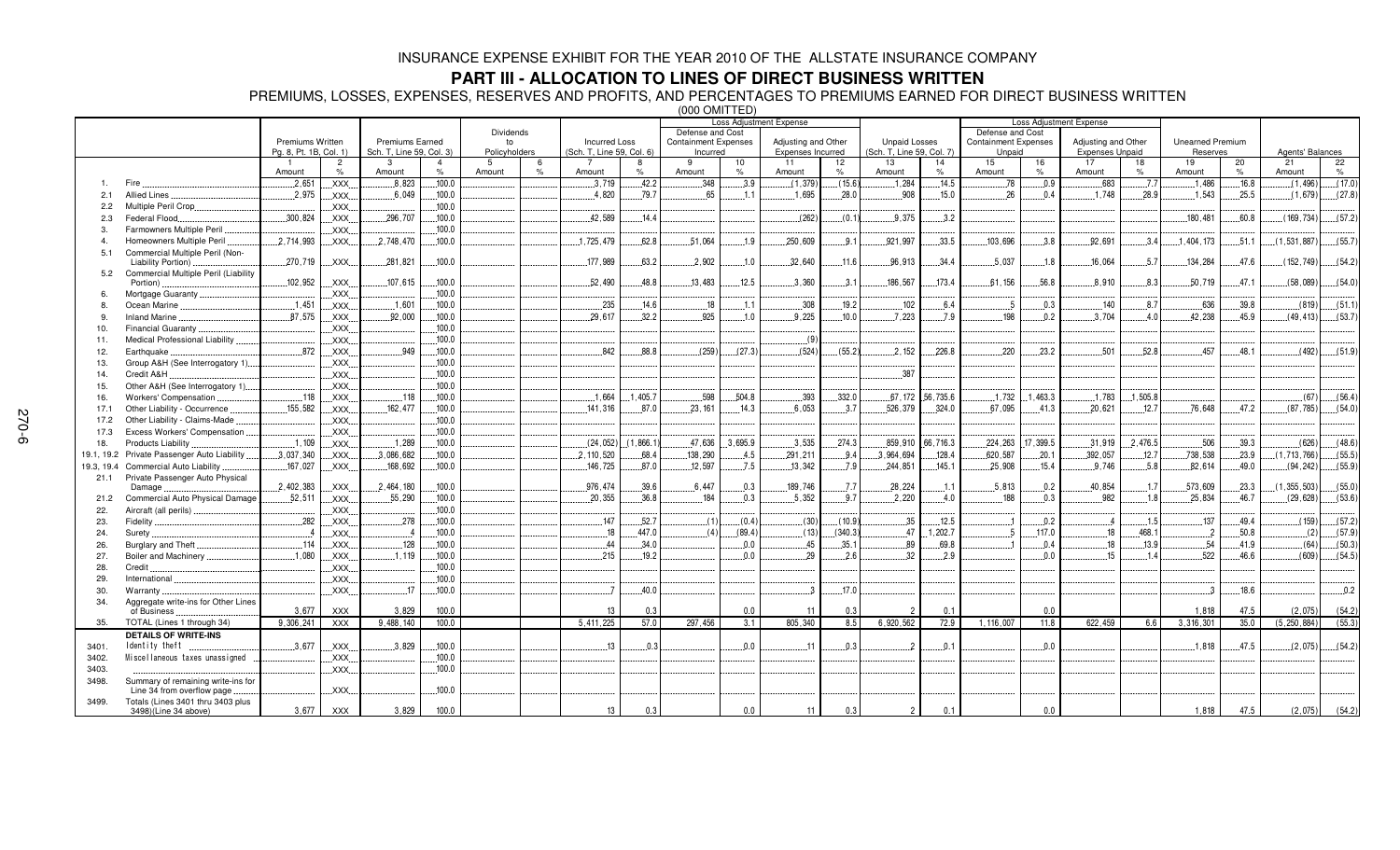# INSURANCE EXPENSE EXHIBIT FOR THE YEAR 2010 OF THE ALLSTATE INSURANCE COMPANY

## PART III - ALLOCATION TO LINES OF DIRECT BUSINESS WRITTEN

PREMIUMS, LOSSES, EXPENSES, RESERVES AND PROFITS, AND PERCENTAGES TO PREMIUMS EARNED FOR DIRECT BUSINESS WRITTEN

(000 OMITTED)

| | | Premiums Written Pg. 8, Pt. 1B, Col. 1) | | Premiums Earned Sch. T, Line 59, Col. 3) | | Dividends to Policyholders | | Incurred Loss (Sch. T, Line 59, Col. 6) | | Loss Adjustment Expense: Defense and Cost Containment Expenses Incurred | | Loss Adjustment Expense: Adjusting and Other Expenses Incurred | | Unpaid Losses (Sch. T, Line 59, Col. 7) | | Loss Adjustment Expense: Defense and Cost Containment Expenses Unpaid | | Loss Adjustment Expense: Adjusting and Other Expenses Unpaid | | Unearned Premium Reserves | | Agents' Balances | |
|---|---|---|---|---|---|---|---|---|---|---|---|---|---|---|---|---|---|---|---|---|---|---|---|
| | | 1 Amount | 2 % | 3 Amount | 4 % | 5 Amount | 6 % | 7 Amount | 8 % | 9 Amount | 10 % | 11 Amount | 12 % | 13 Amount | 14 % | 15 Amount | 16 % | 17 Amount | 18 % | 19 Amount | 20 % | 21 Amount | 22 % |
| 1. | Fire | 2,651 | XXX | 8,823 | 100.0 | | | 3,719 | 42.2 | 348 | 3.9 | (1,379) | (15.6) | 1,284 | 14.5 | 78 | 0.9 | 683 | 7.7 | 1,486 | 16.8 | (1,496) | (17.0) |
| 2.1 | Allied Lines | 2,975 | XXX | 6,049 | 100.0 | | | 4,820 | 79.7 | 65 | 1.1 | 1,695 | 28.0 | 908 | 15.0 | 26 | 0.4 | 1,748 | 28.9 | 1,543 | 25.5 | (1,679) | (27.8) |
| 2.2 | Multiple Peril Crop | | XXX | | 100.0 | | | | | | | | | | | | | | | | | | |
| 2.3 | Federal Flood | 300,824 | XXX | 296,707 | 100.0 | | | 42,589 | 14.4 | | | (262) | (0.1) | 9,375 | 3.2 | | | | | 180,481 | 60.8 | (169,734) | (57.2) |
| 3. | Farmowners Multiple Peril | | XXX | | 100.0 | | | | | | | | | | | | | | | | | | |
| 4. | Homeowners Multiple Peril | 2,714,993 | XXX | 2,748,470 | 100.0 | | | 1,725,479 | 62.8 | 51,064 | 1.9 | 250,609 | 9.1 | 921,997 | 33.5 | 103,696 | 3.8 | 92,691 | 3.4 | 1,404,173 | 51.1 | (1,531,887) | (55.7) |
| 5.1 | Commercial Multiple Peril (Non-Liability Portion) | 270,719 | XXX | 281,821 | 100.0 | | | 177,989 | 63.2 | 2,902 | 1.0 | 32,640 | 11.6 | 96,913 | 34.4 | 5,037 | 1.8 | 16,064 | 5.7 | 134,284 | 47.6 | (152,749) | (54.2) |
| 5.2 | Commercial Multiple Peril (Liability Portion) | 102,952 | XXX | 107,615 | 100.0 | | | 52,490 | 48.8 | 13,483 | 12.5 | 3,360 | 3.1 | 186,567 | 173.4 | 61,156 | 56.8 | 8,910 | 8.3 | 50,719 | 47.1 | (58,089) | (54.0) |
| 6. | Mortgage Guaranty | | XXX | | 100.0 | | | | | | | | | | | | | | | | | | |
| 8. | Ocean Marine | 1,451 | XXX | 1,601 | 100.0 | | | 235 | 14.6 | 18 | 1.1 | 308 | 19.2 | 102 | 6.4 | 5 | 0.3 | 140 | 8.7 | 636 | 39.8 | (819) | (51.1) |
| 9. | Inland Marine | 87,575 | XXX | 92,000 | 100.0 | | | 29,617 | 32.2 | 925 | 1.0 | 9,225 | 10.0 | 7,223 | 7.9 | 198 | 0.2 | 3,704 | 4.0 | 42,238 | 45.9 | (49,413) | (53.7) |
| 10. | Financial Guaranty | | XXX | | 100.0 | | | | | | | | | | | | | | | | | | |
| 11. | Medical Professional Liability | | XXX | | 100.0 | | | | | | | (9) | | | | | | | | | | | |
| 12. | Earthquake | 872 | XXX | 949 | 100.0 | | | 842 | 88.8 | (259) | (27.3) | (524) | (55.2) | 2,152 | 226.8 | 220 | 23.2 | 501 | 52.8 | 457 | 48.1 | (492) | (51.9) |
| 13. | Group A&H (See Interrogatory 1) | | XXX | | 100.0 | | | | | | | | | | | | | | | | | | |
| 14. | Credit A&H | | XXX | | 100.0 | | | | | | | | | 387 | | | | | | | | | |
| 15. | Other A&H (See Interrogatory 1) | | XXX | | 100.0 | | | | | | | | | | | | | | | | | | |
| 16. | Workers' Compensation | 118 | XXX | 118 | 100.0 | | | 1,664 | 1,405.7 | 598 | 504.8 | 393 | 332.0 | 67,172 | 56,735.6 | 1,732 | 1,463.3 | 1,783 | 1,505.8 | | | (67) | (56.4) |
| 17.1 | Other Liability - Occurrence | 155,582 | XXX | 162,477 | 100.0 | | | 141,316 | 87.0 | 23,161 | 14.3 | 6,053 | 3.7 | 526,379 | 324.0 | 67,095 | 41.3 | 20,621 | 12.7 | 76,648 | 47.2 | (87,785) | (54.0) |
| 17.2 | Other Liability - Claims-Made | | XXX | | 100.0 | | | | | | | | | | | | | | | | | | |
| 17.3 | Excess Workers' Compensation | | XXX | | 100.0 | | | | | | | | | | | | | | | | | | |
| 18. | Products Liability | 1,109 | XXX | 1,289 | 100.0 | | | (24,052) | (1,866.1) | 47,636 | 3,695.9 | 3,535 | 274.3 | 859,910 | 66,716.3 | 224,263 | 17,399.5 | 31,919 | 2,476.5 | 506 | 39.3 | (626) | (48.6) |
| 19.1, 19.2 | Private Passenger Auto Liability | 3,037,340 | XXX | 3,086,682 | 100.0 | | | 2,110,520 | 68.4 | 138,290 | 4.5 | 291,211 | 9.4 | 3,964,694 | 128.4 | 620,587 | 20.1 | 392,057 | 12.7 | 738,538 | 23.9 | (1,713,766) | (55.5) |
| 19.3, 19.4 | Commercial Auto Liability | 167,027 | XXX | 168,692 | 100.0 | | | 146,725 | 87.0 | 12,597 | 7.5 | 13,342 | 7.9 | 244,851 | 145.1 | 25,908 | 15.4 | 9,746 | 5.8 | 82,614 | 49.0 | (94,242) | (55.9) |
| 21.1 | Private Passenger Auto Physical Damage | 2,402,383 | XXX | 2,464,180 | 100.0 | | | 976,474 | 39.6 | 6,447 | 0.3 | 189,746 | 7.7 | 28,224 | 1.1 | 5,813 | 0.2 | 40,854 | 1.7 | 573,609 | 23.3 | (1,355,503) | (55.0) |
| 21.2 | Commercial Auto Physical Damage | 52,511 | XXX | 55,290 | 100.0 | | | 20,355 | 36.8 | 184 | 0.3 | 5,352 | 9.7 | 2,220 | 4.0 | 188 | 0.3 | 982 | 1.8 | 25,834 | 46.7 | (29,628) | (53.6) |
| 22. | Aircraft (all perils) | | XXX | | 100.0 | | | | | | | | | | | | | | | | | | |
| 23. | Fidelity | 282 | XXX | 278 | 100.0 | | | 147 | 52.7 | (1) | (0.4) | (30) | (10.9) | 35 | 12.5 | 1 | 0.2 | 4 | 1.5 | 137 | 49.4 | (159) | (57.2) |
| 24. | Surety | 4 | XXX | 4 | 100.0 | | | 18 | 447.0 | (4) | (89.4) | (13) | (340.3) | 47 | 1,202.7 | 5 | 117.0 | 18 | 468.1 | 2 | 50.8 | (2) | (57.9) |
| 26. | Burglary and Theft | 114 | XXX | 128 | 100.0 | | | 44 | 34.0 | | 0.0 | 45 | 35.1 | 89 | 69.8 | 1 | 0.4 | 18 | 13.9 | 54 | 41.9 | (64) | (50.3) |
| 27. | Boiler and Machinery | 1,080 | XXX | 1,119 | 100.0 | | | 215 | 19.2 | | 0.0 | 29 | 2.6 | 32 | 2.9 | | 0.0 | 15 | 1.4 | 522 | 46.6 | (609) | (54.5) |
| 28. | Credit | | XXX | | 100.0 | | | | | | | | | | | | | | | | | | |
| 29. | International | | XXX | | 100.0 | | | | | | | | | | | | | | | | | | |
| 30. | Warranty | | XXX | 17 | 100.0 | | | 7 | 40.0 | | | 3 | 17.0 | | | | | | | 3 | 18.6 | | 0.2 |
| 34. | Aggregate write-ins for Other Lines of Business | 3,677 | XXX | 3,829 | 100.0 | | | 13 | 0.3 | | 0.0 | 11 | 0.3 | 2 | 0.1 | | 0.0 | | | 1,818 | 47.5 | (2,075) | (54.2) |
| 35. | TOTAL (Lines 1 through 34) | 9,306,241 | XXX | 9,488,140 | 100.0 | | | 5,411,225 | 57.0 | 297,456 | 3.1 | 805,340 | 8.5 | 6,920,562 | 72.9 | 1,116,007 | 11.8 | 622,459 | 6.6 | 3,316,301 | 35.0 | (5,250,884) | (55.3) |
| | **DETAILS OF WRITE-INS** | | | | | | | | | | | | | | | | | | | | | | |
| 3401. | Identity theft | 3,677 | XXX | 3,829 | 100.0 | | | 13 | 0.3 | | 0.0 | 11 | 0.3 | 2 | 0.1 | | 0.0 | | | 1,818 | 47.5 | (2,075) | (54.2) |
| 3402. | Miscellaneous taxes unassigned | | XXX | | 100.0 | | | | | | | | | | | | | | | | | | |
| 3403. | | | XXX | | 100.0 | | | | | | | | | | | | | | | | | | |
| 3498. | Summary of remaining write-ins for Line 34 from overflow page | | XXX | | 100.0 | | | | | | | | | | | | | | | | | | |
| 3499. | Totals (Lines 3401 thru 3403 plus 3498)(Line 34 above) | 3,677 | XXX | 3,829 | 100.0 | | | 13 | 0.3 | | 0.0 | 11 | 0.3 | 2 | 0.1 | | 0.0 | | | 1,818 | 47.5 | (2,075) | (54.2) |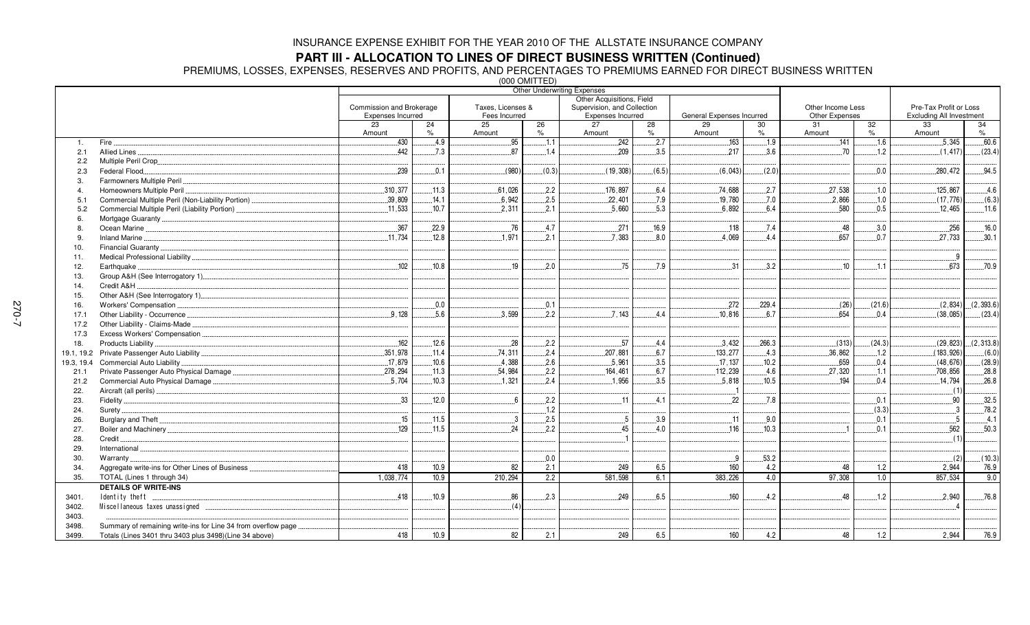# INSURANCE EXPENSE EXHIBIT FOR THE YEAR 2010 OF THE ALLSTATE INSURANCE COMPANY

## PART III - ALLOCATION TO LINES OF DIRECT BUSINESS WRITTEN (Continued)

PREMIUMS, LOSSES, EXPENSES, RESERVES AND PROFITS, AND PERCENTAGES TO PREMIUMS EARNED FOR DIRECT BUSINESS WRITTEN

(000 OMITTED)

| | | Other Underwriting Expenses | | | | | | | | | | | |
|---|---|---|---|---|---|---|---|---|---|---|---|---|---|
| | | Commission and Brokerage Expenses Incurred | | Taxes, Licenses & Fees Incurred | | Other Acquisitions, Field Supervision, and Collection Expenses Incurred | | General Expenses Incurred | | Other Income Less Other Expenses | | Pre-Tax Profit or Loss Excluding All Investment | |
| | | 23 | 24 | 25 | 26 | 27 | 28 | 29 | 30 | 31 | 32 | 33 | 34 |
| | | Amount | % | Amount | % | Amount | % | Amount | % | Amount | % | Amount | % |
| 1. | Fire | 430 | 4.9 | 95 | 1.1 | 242 | 2.7 | 163 | 1.9 | 141 | 1.6 | 5,345 | 60.6 |
| 2.1 | Allied Lines | 442 | 7.3 | 87 | 1.4 | 209 | 3.5 | 217 | 3.6 | 70 | 1.2 | (1,417) | (23.4) |
| 2.2 | Multiple Peril Crop | | | | | | | | | | | | |
| 2.3 | Federal Flood | 239 | 0.1 | (980) | (0.3) | (19,308) | (6.5) | (6,043) | (2.0) | | 0.0 | 280,472 | 94.5 |
| 3. | Farmowners Multiple Peril | | | | | | | | | | | | |
| 4. | Homeowners Multiple Peril | 310,377 | 11.3 | 61,026 | 2.2 | 176,897 | 6.4 | 74,688 | 2.7 | 27,538 | 1.0 | 125,867 | 4.6 |
| 5.1 | Commercial Multiple Peril (Non-Liability Portion) | 39,809 | 14.1 | 6,942 | 2.5 | 22,401 | 7.9 | 19,780 | 7.0 | 2,866 | 1.0 | (17,776) | (6.3) |
| 5.2 | Commercial Multiple Peril (Liability Portion) | 11,533 | 10.7 | 2,311 | 2.1 | 5,660 | 5.3 | 6,892 | 6.4 | 580 | 0.5 | 12,465 | 11.6 |
| 6. | Mortgage Guaranty | | | | | | | | | | | | |
| 8. | Ocean Marine | 367 | 22.9 | 76 | 4.7 | 271 | 16.9 | 118 | 7.4 | 48 | 3.0 | 256 | 16.0 |
| 9. | Inland Marine | 11,734 | 12.8 | 1,971 | 2.1 | 7,383 | 8.0 | 4,069 | 4.4 | 657 | 0.7 | 27,733 | 30.1 |
| 10. | Financial Guaranty | | | | | | | | | | | | |
| 11. | Medical Professional Liability | | | | | | | | | | | 9 | |
| 12. | Earthquake | 102 | 10.8 | 19 | 2.0 | 75 | 7.9 | 31 | 3.2 | 10 | 1.1 | 673 | 70.9 |
| 13. | Group A&H (See Interrogatory 1) | | | | | | | | | | | | |
| 14. | Credit A&H | | | | | | | | | | | | |
| 15. | Other A&H (See Interrogatory 1) | | | | | | | | | | | | |
| 16. | Workers' Compensation | | 0.0 | | 0.1 | | | 272 | 229.4 | (26) | (21.6) | (2,834) | (2,393.6) |
| 17.1 | Other Liability - Occurrence | 9,128 | 5.6 | 3,599 | 2.2 | 7,143 | 4.4 | 10,816 | 6.7 | 654 | 0.4 | (38,085) | (23.4) |
| 17.2 | Other Liability - Claims-Made | | | | | | | | | | | | |
| 17.3 | Excess Workers' Compensation | | | | | | | | | | | | |
| 18. | Products Liability | 162 | 12.6 | 28 | 2.2 | 57 | 4.4 | 3,432 | 266.3 | (313) | (24.3) | (29,823) | (2,313.8) |
| 19.1, 19.2 | Private Passenger Auto Liability | 351,978 | 11.4 | 74,311 | 2.4 | 207,881 | 6.7 | 133,277 | 4.3 | 36,862 | 1.2 | (183,926) | (6.0) |
| 19.3, 19.4 | Commercial Auto Liability | 17,879 | 10.6 | 4,388 | 2.6 | 5,961 | 3.5 | 17,137 | 10.2 | 659 | 0.4 | (48,676) | (28.9) |
| 21.1 | Private Passenger Auto Physical Damage | 278,294 | 11.3 | 54,984 | 2.2 | 164,461 | 6.7 | 112,239 | 4.6 | 27,320 | 1.1 | 708,856 | 28.8 |
| 21.2 | Commercial Auto Physical Damage | 5,704 | 10.3 | 1,321 | 2.4 | 1,956 | 3.5 | 5,818 | 10.5 | 194 | 0.4 | 14,794 | 26.8 |
| 22. | Aircraft (all perils) | | | | | 1 | | 1 | | | | (1) | |
| 23. | Fidelity | 33 | 12.0 | 6 | 2.2 | 11 | 4.1 | 22 | 7.8 | | 0.1 | 90 | 32.5 |
| 24. | Surety | | | | 1.2 | | | | | | (3.3) | 3 | 78.2 |
| 26. | Burglary and Theft | 15 | 11.5 | 3 | 2.5 | 5 | 3.9 | 11 | 9.0 | | 0.1 | 5 | 4.1 |
| 27. | Boiler and Machinery | 129 | 11.5 | 24 | 2.2 | 45 | 4.0 | 116 | 10.3 | 1 | 0.1 | 562 | 50.3 |
| 28. | Credit | | | | | 1 | | | | | | (1) | |
| 29. | International | | | | | | | | | | | | |
| 30. | Warranty | | | | 0.0 | | | 9 | 53.2 | | | (2) | (10.3) |
| 34. | Aggregate write-ins for Other Lines of Business | 418 | 10.9 | 82 | 2.1 | 249 | 6.5 | 160 | 4.2 | 48 | 1.2 | 2,944 | 76.9 |
| 35. | TOTAL (Lines 1 through 34) | 1,038,774 | 10.9 | 210,294 | 2.2 | 581,598 | 6.1 | 383,226 | 4.0 | 97,308 | 1.0 | 857,534 | 9.0 |
| | **DETAILS OF WRITE-INS** | | | | | | | | | | | | |
| 3401. | Identity theft | 418 | 10.9 | 86 | 2.3 | 249 | 6.5 | 160 | 4.2 | 48 | 1.2 | 2,940 | 76.8 |
| 3402. | Miscellaneous taxes unassigned | | | (4) | | | | | | | | 4 | |
| 3403. | | | | | | | | | | | | | |
| 3498. | Summary of remaining write-ins for Line 34 from overflow page | | | | | | | | | | | | |
| 3499. | Totals (Lines 3401 thru 3403 plus 3498)(Line 34 above) | 418 | 10.9 | 82 | 2.1 | 249 | 6.5 | 160 | 4.2 | 48 | 1.2 | 2,944 | 76.9 |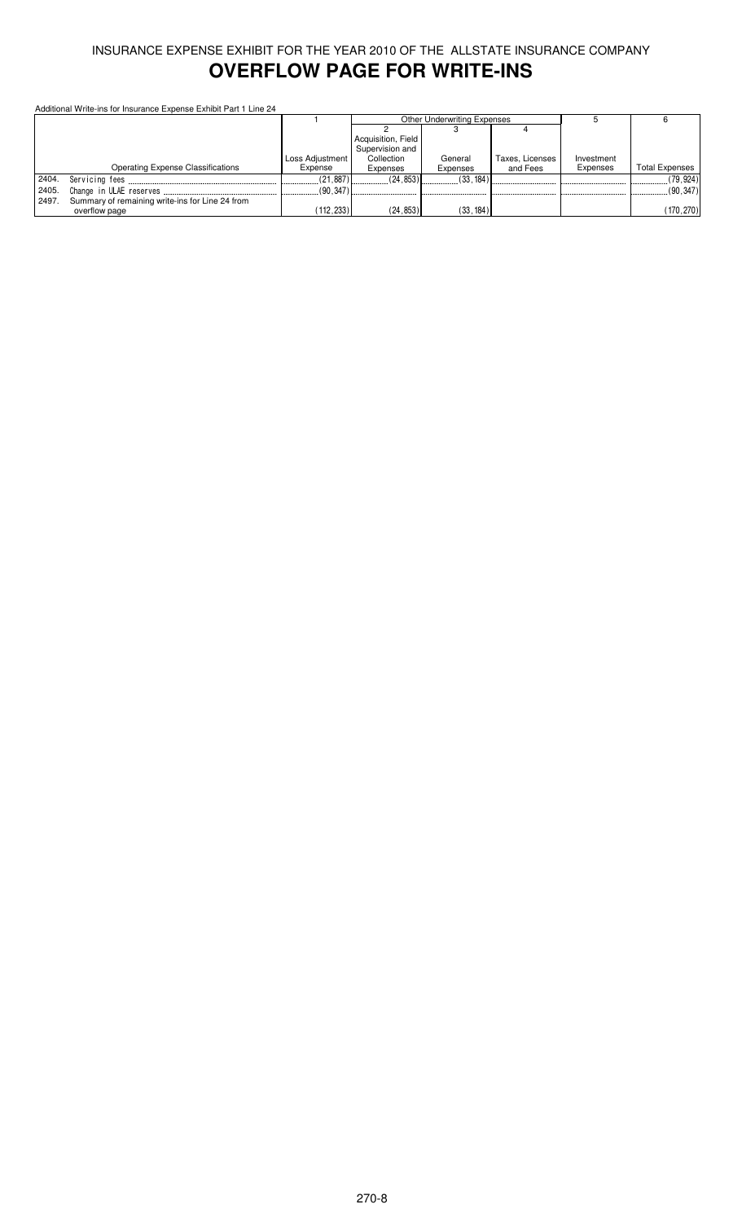# INSURANCE EXPENSE EXHIBIT FOR THE YEAR 2010 OF THE ALLSTATE INSURANCE COMPANY

## OVERFLOW PAGE FOR WRITE-INS

Additional Write-ins for Insurance Expense Exhibit Part 1 Line 24

| | | 1 | Other Underwriting Expenses | | | 5 | 6 |
|---|---|---|---|---|---|---|---|
| | | | 2 | 3 | 4 | | |
| | Operating Expense Classifications | Loss Adjustment Expense | Acquisition, Field Supervision and Collection Expenses | General Expenses | Taxes, Licenses and Fees | Investment Expenses | Total Expenses |
| 2404. | Servicing fees | (21,887) | (24,853) | (33,184) | | | (79,924) |
| 2405. | Change in ULAE reserves | (90,347) | | | | | (90,347) |
| 2497. | Summary of remaining write-ins for Line 24 from overflow page | (112,233) | (24,853) | (33,184) | | | (170,270) |